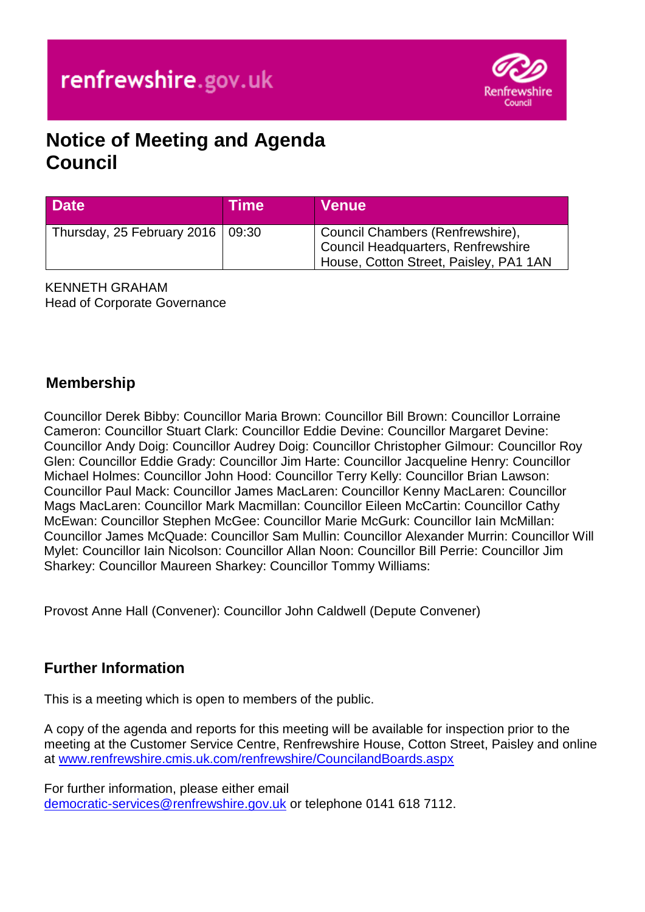renfrewshire.gov.uk

# Notice of Meeting and Agenda
# Council

| Date | Time | Venue |
| --- | --- | --- |
| Thursday, 25 February 2016 | 09:30 | Council Chambers (Renfrewshire), Council Headquarters, Renfrewshire House, Cotton Street, Paisley, PA1 1AN |

KENNETH GRAHAM
Head of Corporate Governance

## Membership

Councillor Derek Bibby: Councillor Maria Brown: Councillor Bill Brown: Councillor Lorraine Cameron: Councillor Stuart Clark: Councillor Eddie Devine: Councillor Margaret Devine: Councillor Andy Doig: Councillor Audrey Doig: Councillor Christopher Gilmour: Councillor Roy Glen: Councillor Eddie Grady: Councillor Jim Harte: Councillor Jacqueline Henry: Councillor Michael Holmes: Councillor John Hood: Councillor Terry Kelly: Councillor Brian Lawson: Councillor Paul Mack: Councillor James MacLaren: Councillor Kenny MacLaren: Councillor Mags MacLaren: Councillor Mark Macmillan: Councillor Eileen McCartin: Councillor Cathy McEwan: Councillor Stephen McGee: Councillor Marie McGurk: Councillor Iain McMillan: Councillor James McQuade: Councillor Sam Mullin: Councillor Alexander Murrin: Councillor Will Mylet: Councillor Iain Nicolson: Councillor Allan Noon: Councillor Bill Perrie: Councillor Jim Sharkey: Councillor Maureen Sharkey: Councillor Tommy Williams:

Provost Anne Hall (Convener): Councillor John Caldwell (Depute Convener)

## Further Information

This is a meeting which is open to members of the public.

A copy of the agenda and reports for this meeting will be available for inspection prior to the meeting at the Customer Service Centre, Renfrewshire House, Cotton Street, Paisley and online at www.renfrewshire.cmis.uk.com/renfrewshire/CouncilandBoards.aspx

For further information, please either email democratic-services@renfrewshire.gov.uk or telephone 0141 618 7112.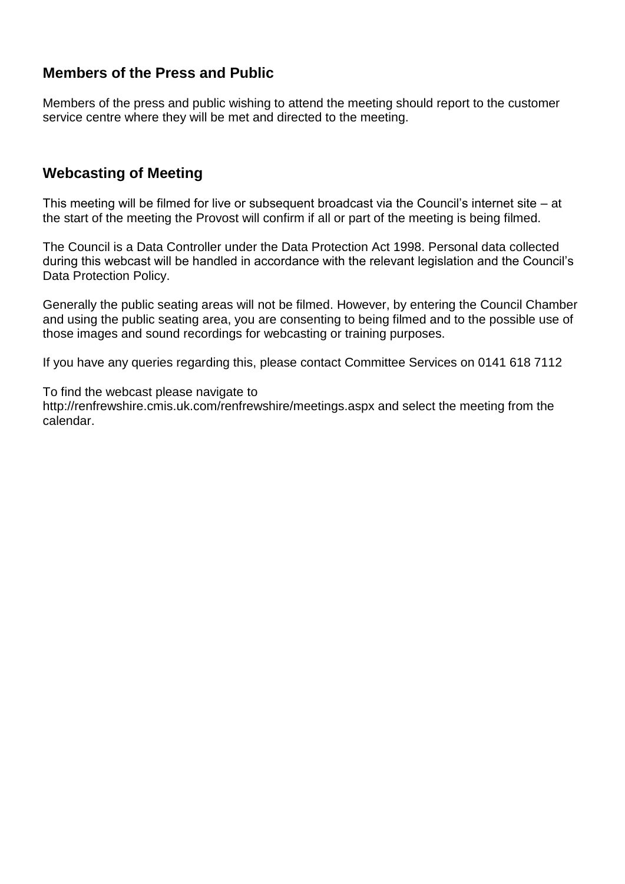## Members of the Press and Public

Members of the press and public wishing to attend the meeting should report to the customer service centre where they will be met and directed to the meeting.

## Webcasting of Meeting

This meeting will be filmed for live or subsequent broadcast via the Council's internet site – at the start of the meeting the Provost will confirm if all or part of the meeting is being filmed.

The Council is a Data Controller under the Data Protection Act 1998. Personal data collected during this webcast will be handled in accordance with the relevant legislation and the Council's Data Protection Policy.

Generally the public seating areas will not be filmed. However, by entering the Council Chamber and using the public seating area, you are consenting to being filmed and to the possible use of those images and sound recordings for webcasting or training purposes.

If you have any queries regarding this, please contact Committee Services on 0141 618 7112

To find the webcast please navigate to http://renfrewshire.cmis.uk.com/renfrewshire/meetings.aspx and select the meeting from the calendar.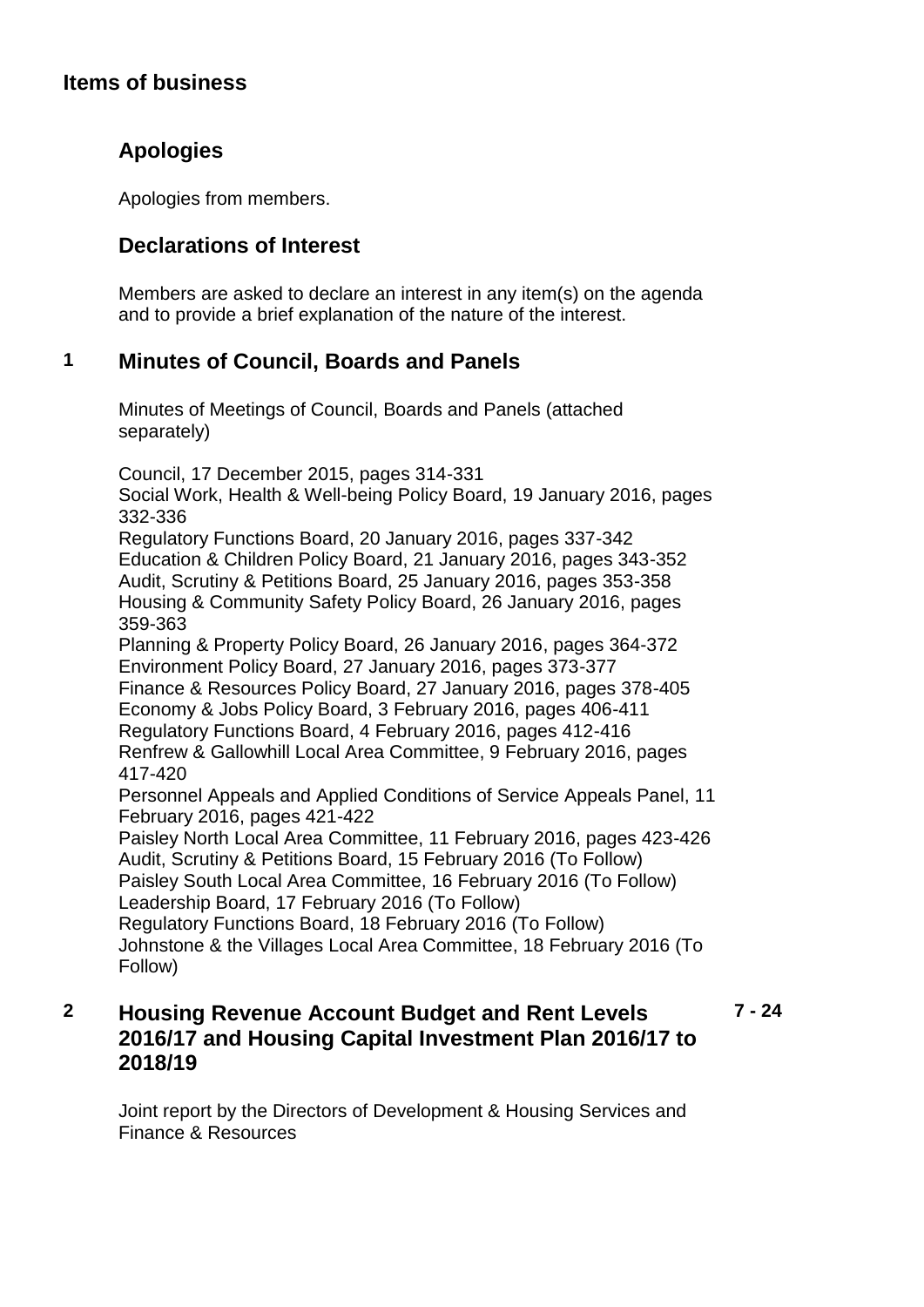## Items of business

### Apologies

Apologies from members.

### Declarations of Interest

Members are asked to declare an interest in any item(s) on the agenda and to provide a brief explanation of the nature of the interest.

### 1 Minutes of Council, Boards and Panels

Minutes of Meetings of Council, Boards and Panels (attached separately)

Council, 17 December 2015, pages 314-331
Social Work, Health & Well-being Policy Board, 19 January 2016, pages 332-336
Regulatory Functions Board, 20 January 2016, pages 337-342
Education & Children Policy Board, 21 January 2016, pages 343-352
Audit, Scrutiny & Petitions Board, 25 January 2016, pages 353-358
Housing & Community Safety Policy Board, 26 January 2016, pages 359-363
Planning & Property Policy Board, 26 January 2016, pages 364-372
Environment Policy Board, 27 January 2016, pages 373-377
Finance & Resources Policy Board, 27 January 2016, pages 378-405
Economy & Jobs Policy Board, 3 February 2016, pages 406-411
Regulatory Functions Board, 4 February 2016, pages 412-416
Renfrew & Gallowhill Local Area Committee, 9 February 2016, pages 417-420
Personnel Appeals and Applied Conditions of Service Appeals Panel, 11 February 2016, pages 421-422
Paisley North Local Area Committee, 11 February 2016, pages 423-426
Audit, Scrutiny & Petitions Board, 15 February 2016 (To Follow)
Paisley South Local Area Committee, 16 February 2016 (To Follow)
Leadership Board, 17 February 2016 (To Follow)
Regulatory Functions Board, 18 February 2016 (To Follow)
Johnstone & the Villages Local Area Committee, 18 February 2016 (To Follow)

### 2 Housing Revenue Account Budget and Rent Levels 2016/17 and Housing Capital Investment Plan 2016/17 to 2018/19 — 7 - 24

Joint report by the Directors of Development & Housing Services and Finance & Resources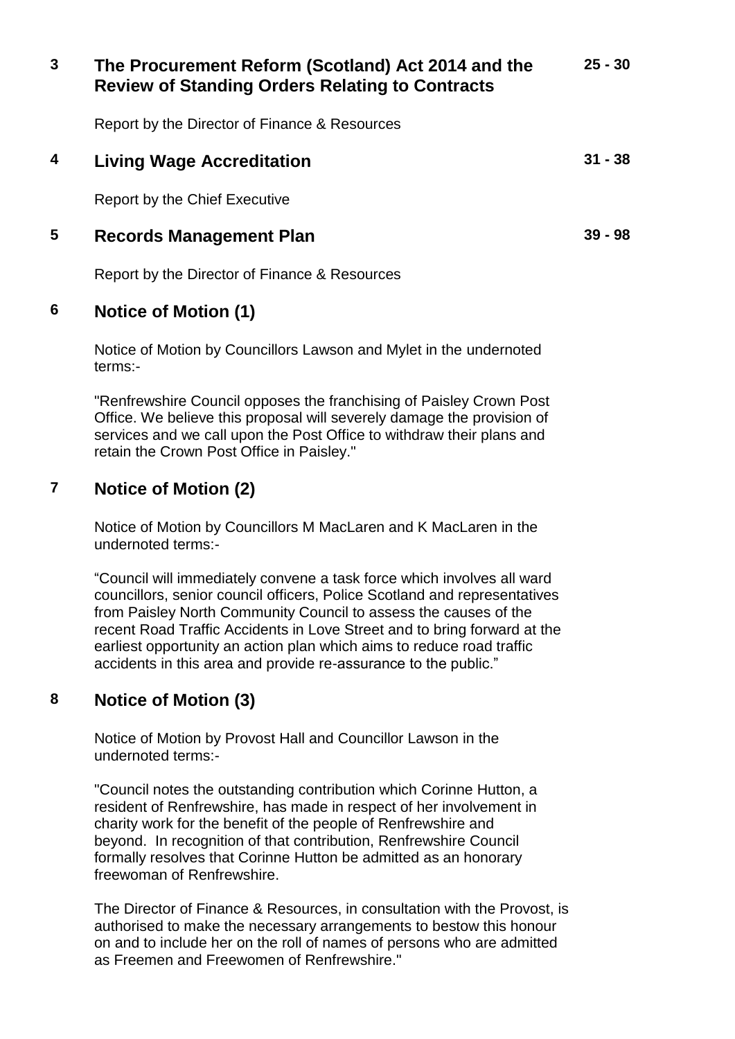## 3 The Procurement Reform (Scotland) Act 2014 and the Review of Standing Orders Relating to Contracts — 25 - 30

Report by the Director of Finance & Resources

## 4 Living Wage Accreditation — 31 - 38

Report by the Chief Executive

## 5 Records Management Plan — 39 - 98

Report by the Director of Finance & Resources

## 6 Notice of Motion (1)

Notice of Motion by Councillors Lawson and Mylet in the undernoted terms:-

"Renfrewshire Council opposes the franchising of Paisley Crown Post Office. We believe this proposal will severely damage the provision of services and we call upon the Post Office to withdraw their plans and retain the Crown Post Office in Paisley."

## 7 Notice of Motion (2)

Notice of Motion by Councillors M MacLaren and K MacLaren in the undernoted terms:-

"Council will immediately convene a task force which involves all ward councillors, senior council officers, Police Scotland and representatives from Paisley North Community Council to assess the causes of the recent Road Traffic Accidents in Love Street and to bring forward at the earliest opportunity an action plan which aims to reduce road traffic accidents in this area and provide re-assurance to the public."

## 8 Notice of Motion (3)

Notice of Motion by Provost Hall and Councillor Lawson in the undernoted terms:-

"Council notes the outstanding contribution which Corinne Hutton, a resident of Renfrewshire, has made in respect of her involvement in charity work for the benefit of the people of Renfrewshire and beyond. In recognition of that contribution, Renfrewshire Council formally resolves that Corinne Hutton be admitted as an honorary freewoman of Renfrewshire.

The Director of Finance & Resources, in consultation with the Provost, is authorised to make the necessary arrangements to bestow this honour on and to include her on the roll of names of persons who are admitted as Freemen and Freewomen of Renfrewshire."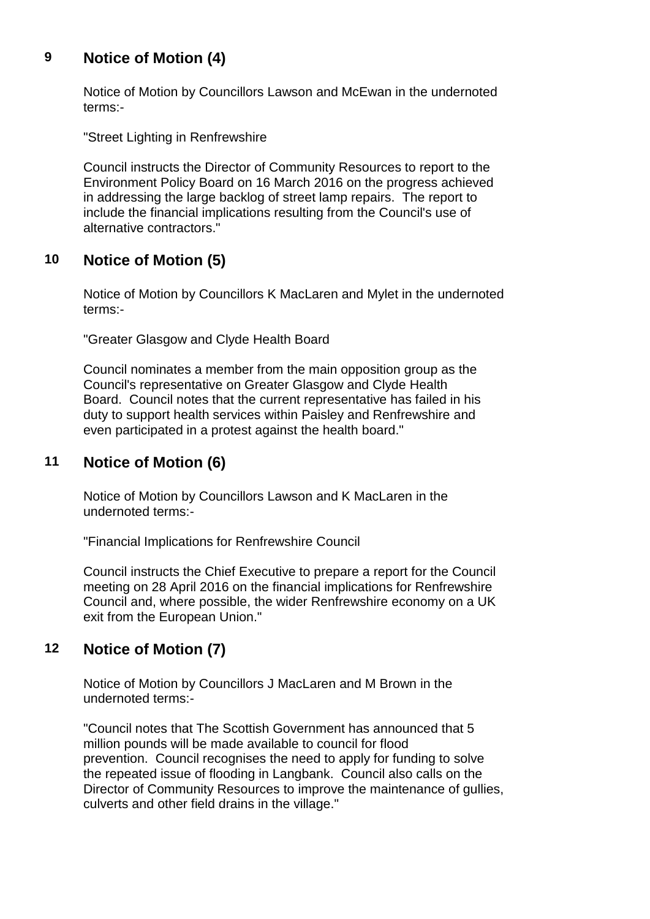## 9 Notice of Motion (4)

Notice of Motion by Councillors Lawson and McEwan in the undernoted terms:-

"Street Lighting in Renfrewshire

Council instructs the Director of Community Resources to report to the Environment Policy Board on 16 March 2016 on the progress achieved in addressing the large backlog of street lamp repairs. The report to include the financial implications resulting from the Council's use of alternative contractors."

## 10 Notice of Motion (5)

Notice of Motion by Councillors K MacLaren and Mylet in the undernoted terms:-

"Greater Glasgow and Clyde Health Board

Council nominates a member from the main opposition group as the Council's representative on Greater Glasgow and Clyde Health Board. Council notes that the current representative has failed in his duty to support health services within Paisley and Renfrewshire and even participated in a protest against the health board."

## 11 Notice of Motion (6)

Notice of Motion by Councillors Lawson and K MacLaren in the undernoted terms:-

"Financial Implications for Renfrewshire Council

Council instructs the Chief Executive to prepare a report for the Council meeting on 28 April 2016 on the financial implications for Renfrewshire Council and, where possible, the wider Renfrewshire economy on a UK exit from the European Union."

## 12 Notice of Motion (7)

Notice of Motion by Councillors J MacLaren and M Brown in the undernoted terms:-

"Council notes that The Scottish Government has announced that 5 million pounds will be made available to council for flood prevention. Council recognises the need to apply for funding to solve the repeated issue of flooding in Langbank. Council also calls on the Director of Community Resources to improve the maintenance of gullies, culverts and other field drains in the village."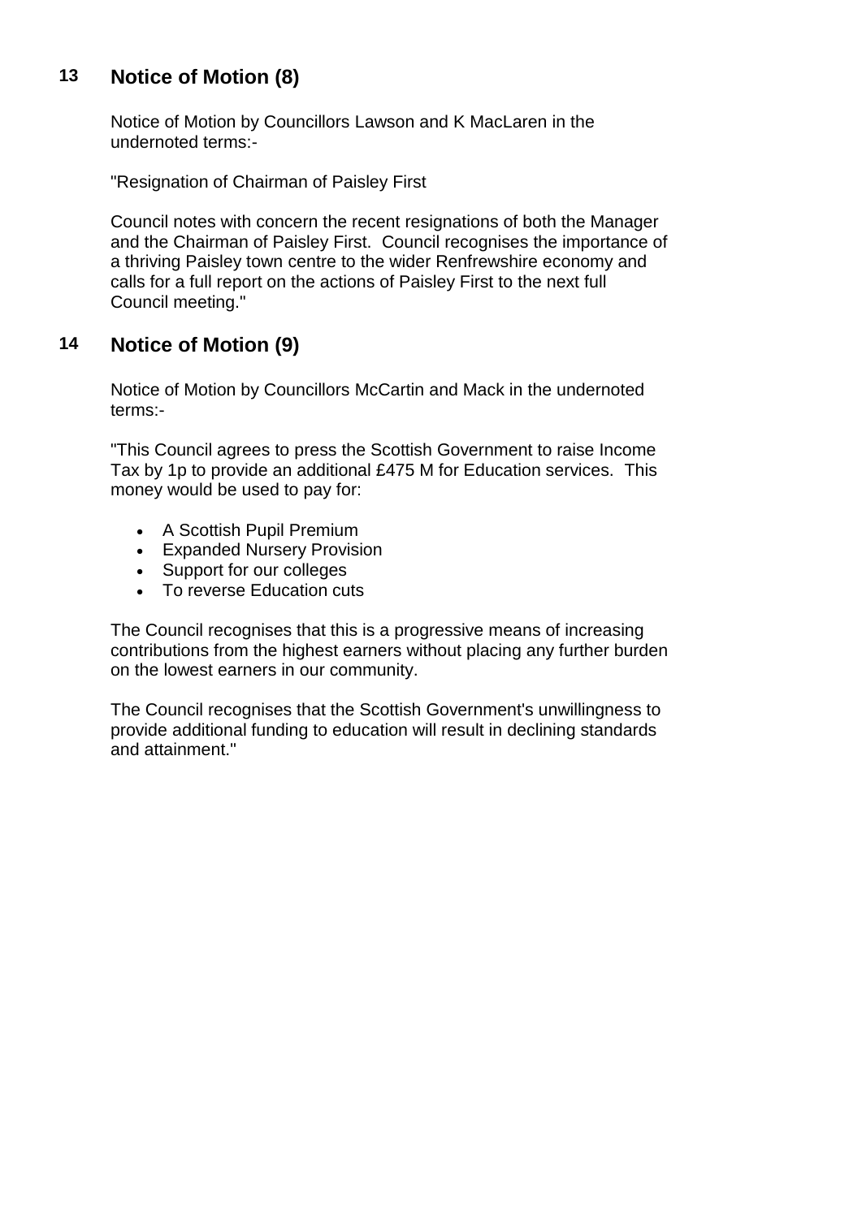## 13 Notice of Motion (8)

Notice of Motion by Councillors Lawson and K MacLaren in the undernoted terms:-

"Resignation of Chairman of Paisley First

Council notes with concern the recent resignations of both the Manager and the Chairman of Paisley First. Council recognises the importance of a thriving Paisley town centre to the wider Renfrewshire economy and calls for a full report on the actions of Paisley First to the next full Council meeting."

## 14 Notice of Motion (9)

Notice of Motion by Councillors McCartin and Mack in the undernoted terms:-

"This Council agrees to press the Scottish Government to raise Income Tax by 1p to provide an additional £475 M for Education services. This money would be used to pay for:

- A Scottish Pupil Premium
- Expanded Nursery Provision
- Support for our colleges
- To reverse Education cuts

The Council recognises that this is a progressive means of increasing contributions from the highest earners without placing any further burden on the lowest earners in our community.

The Council recognises that the Scottish Government's unwillingness to provide additional funding to education will result in declining standards and attainment."